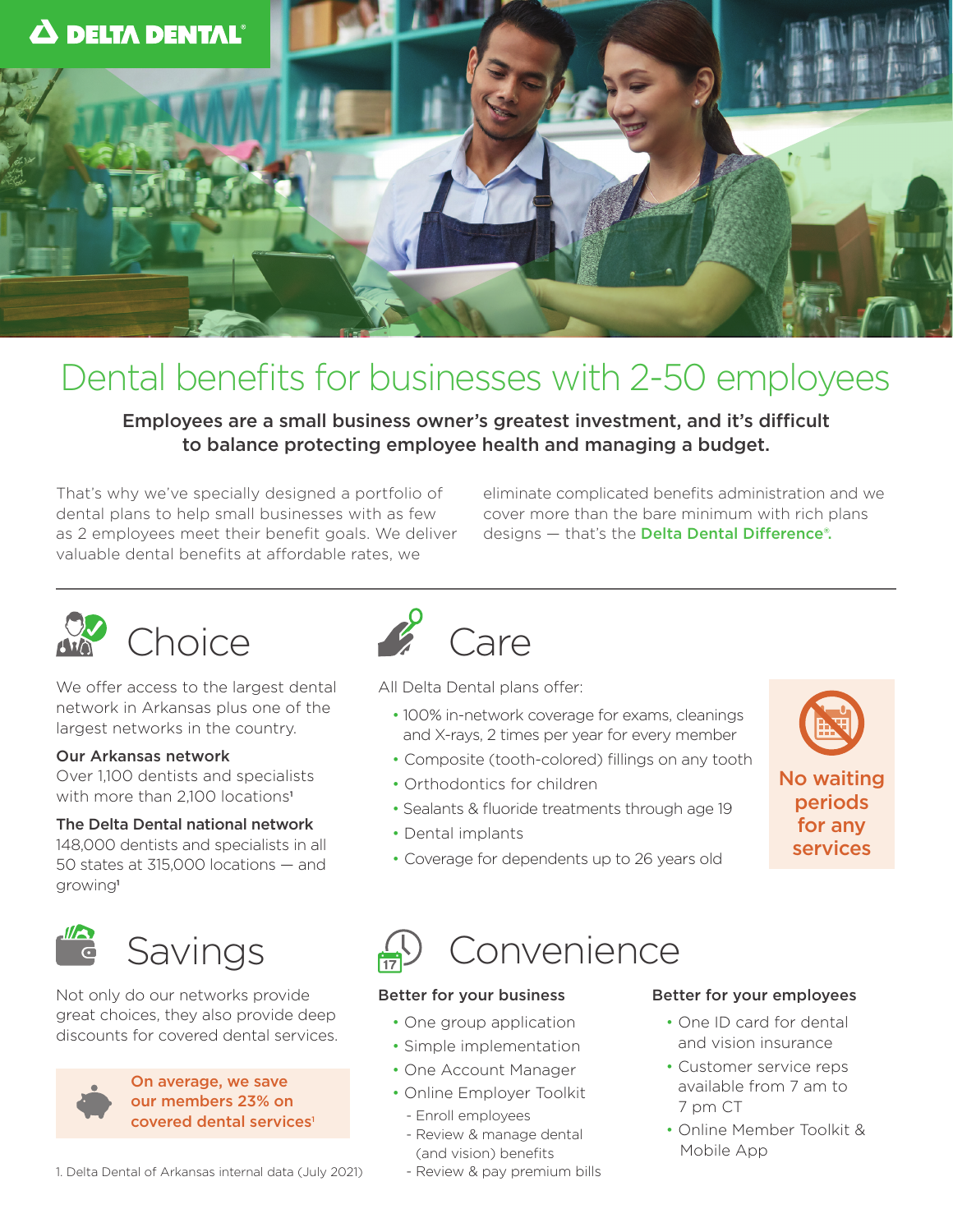DELTA DENTAL®

# Dental benefits for businesses with 2-50 employees

**Employees are a small business owner's greatest investment, and it's difficult to balance protecting employee health and managing a budget.**

That's why we've specially designed a portfolio of dental plans to help small businesses with as few as 2 employees meet their benefit goals. We deliver valuable dental benefits at affordable rates, we eliminate complicated benefits administration and we cover more than the bare minimum with rich plans designs — that's the **Delta Dental Difference®.**

---

## Choice

We offer access to the largest dental network in Arkansas plus one of the largest networks in the country.

**Our Arkansas network**
Over 1,100 dentists and specialists with more than 2,100 locations[1]

**The Delta Dental national network**
148,000 dentists and specialists in all 50 states at 315,000 locations — and growing[1]

## Care

All Delta Dental plans offer:

- 100% in-network coverage for exams, cleanings and X-rays, 2 times per year for every member
- Composite (tooth-colored) fillings on any tooth
- Orthodontics for children
- Sealants & fluoride treatments through age 19
- Dental implants
- Coverage for dependents up to 26 years old

**No waiting periods for any services**

## Savings

Not only do our networks provide great choices, they also provide deep discounts for covered dental services.

**On average, we save our members 23% on covered dental services[1]**

## Convenience

**Better for your business**

- One group application
- Simple implementation
- One Account Manager
- Online Employer Toolkit
  - Enroll employees
  - Review & manage dental (and vision) benefits
  - Review & pay premium bills

**Better for your employees**

- One ID card for dental and vision insurance
- Customer service reps available from 7 am to 7 pm CT
- Online Member Toolkit & Mobile App

1. Delta Dental of Arkansas internal data (July 2021)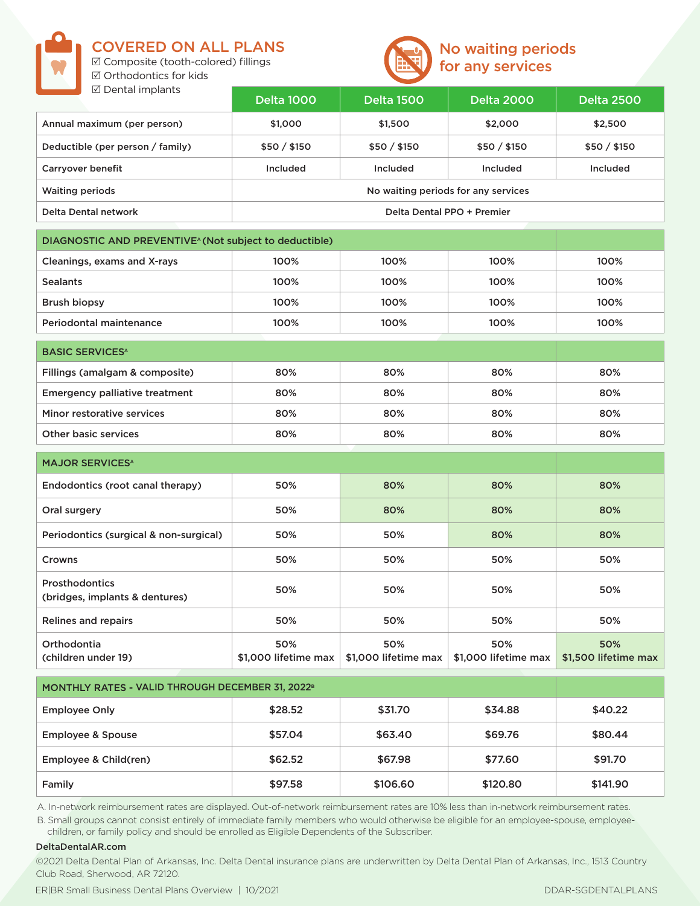## COVERED ON ALL PLANS

- ☑ Composite (tooth-colored) fillings
- ☑ Orthodontics for kids
- ☑ Dental implants

## No waiting periods for any services

| | Delta 1000 | Delta 1500 | Delta 2000 | Delta 2500 |
|---|---|---|---|---|
| Annual maximum (per person) | $1,000 | $1,500 | $2,000 | $2,500 |
| Deductible (per person / family) | $50 / $150 | $50 / $150 | $50 / $150 | $50 / $150 |
| Carryover benefit | Included | Included | Included | Included |
| Waiting periods | No waiting periods for any services | | | |
| Delta Dental network | Delta Dental PPO + Premier | | | |
| **DIAGNOSTIC AND PREVENTIVE[A] (Not subject to deductible)** | | | | |
| Cleanings, exams and X-rays | 100% | 100% | 100% | 100% |
| Sealants | 100% | 100% | 100% | 100% |
| Brush biopsy | 100% | 100% | 100% | 100% |
| Periodontal maintenance | 100% | 100% | 100% | 100% |
| **BASIC SERVICES[A]** | | | | |
| Fillings (amalgam & composite) | 80% | 80% | 80% | 80% |
| Emergency palliative treatment | 80% | 80% | 80% | 80% |
| Minor restorative services | 80% | 80% | 80% | 80% |
| Other basic services | 80% | 80% | 80% | 80% |
| **MAJOR SERVICES[A]** | | | | |
| Endodontics (root canal therapy) | 50% | 80% | 80% | 80% |
| Oral surgery | 50% | 80% | 80% | 80% |
| Periodontics (surgical & non-surgical) | 50% | 50% | 80% | 80% |
| Crowns | 50% | 50% | 50% | 50% |
| Prosthodontics (bridges, implants & dentures) | 50% | 50% | 50% | 50% |
| Relines and repairs | 50% | 50% | 50% | 50% |
| Orthodontia (children under 19) | 50% $1,000 lifetime max | 50% $1,000 lifetime max | 50% $1,000 lifetime max | 50% $1,500 lifetime max |
| **MONTHLY RATES - VALID THROUGH DECEMBER 31, 2022[B]** | | | | |
| Employee Only | $28.52 | $31.70 | $34.88 | $40.22 |
| Employee & Spouse | $57.04 | $63.40 | $69.76 | $80.44 |
| Employee & Child(ren) | $62.52 | $67.98 | $77.60 | $91.70 |
| Family | $97.58 | $106.60 | $120.80 | $141.90 |

A. In-network reimbursement rates are displayed. Out-of-network reimbursement rates are 10% less than in-network reimbursement rates.

B. Small groups cannot consist entirely of immediate family members who would otherwise be eligible for an employee-spouse, employee-children, or family policy and should be enrolled as Eligible Dependents of the Subscriber.

**DeltaDentalAR.com**

©2021 Delta Dental Plan of Arkansas, Inc. Delta Dental insurance plans are underwritten by Delta Dental Plan of Arkansas, Inc., 1513 Country Club Road, Sherwood, AR 72120.

ER|BR Small Business Dental Plans Overview | 10/2021

DDAR-SGDENTALPLANS